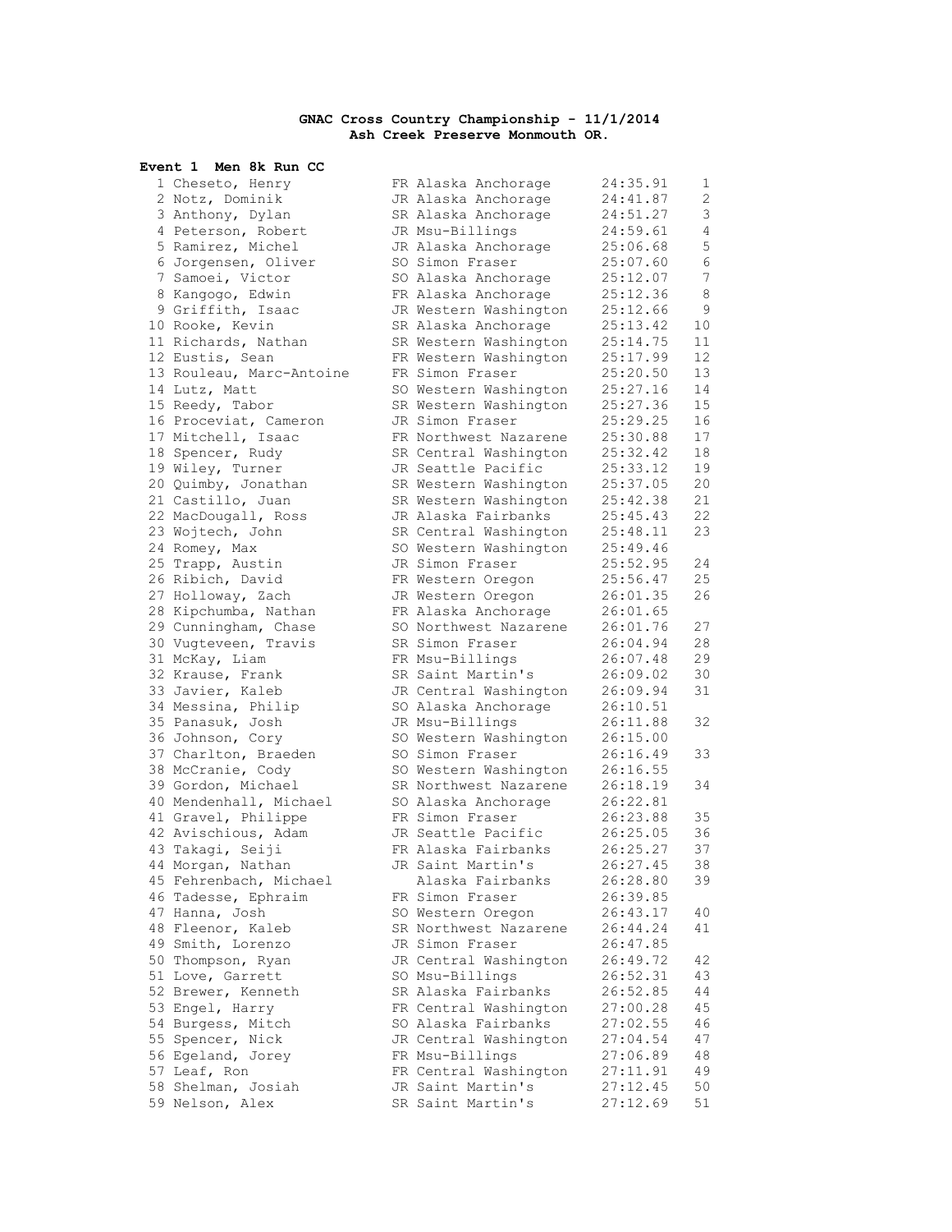**GNAC Cross Country Championship - 11/1/2014**
**Ash Creek Preserve Monmouth OR.**

**Event 1 Men 8k Run CC**

| Place | Name | Year | School | Time | Points |
|---|---|---|---|---|---|
| 1 | Cheseto, Henry | FR | Alaska Anchorage | 24:35.91 | 1 |
| 2 | Notz, Dominik | JR | Alaska Anchorage | 24:41.87 | 2 |
| 3 | Anthony, Dylan | SR | Alaska Anchorage | 24:51.27 | 3 |
| 4 | Peterson, Robert | JR | Msu-Billings | 24:59.61 | 4 |
| 5 | Ramirez, Michel | JR | Alaska Anchorage | 25:06.68 | 5 |
| 6 | Jorgensen, Oliver | SO | Simon Fraser | 25:07.60 | 6 |
| 7 | Samoei, Victor | SO | Alaska Anchorage | 25:12.07 | 7 |
| 8 | Kangogo, Edwin | FR | Alaska Anchorage | 25:12.36 | 8 |
| 9 | Griffith, Isaac | JR | Western Washington | 25:12.66 | 9 |
| 10 | Rooke, Kevin | SR | Alaska Anchorage | 25:13.42 | 10 |
| 11 | Richards, Nathan | SR | Western Washington | 25:14.75 | 11 |
| 12 | Eustis, Sean | FR | Western Washington | 25:17.99 | 12 |
| 13 | Rouleau, Marc-Antoine | FR | Simon Fraser | 25:20.50 | 13 |
| 14 | Lutz, Matt | SO | Western Washington | 25:27.16 | 14 |
| 15 | Reedy, Tabor | SR | Western Washington | 25:27.36 | 15 |
| 16 | Proceviat, Cameron | JR | Simon Fraser | 25:29.25 | 16 |
| 17 | Mitchell, Isaac | FR | Northwest Nazarene | 25:30.88 | 17 |
| 18 | Spencer, Rudy | SR | Central Washington | 25:32.42 | 18 |
| 19 | Wiley, Turner | JR | Seattle Pacific | 25:33.12 | 19 |
| 20 | Quimby, Jonathan | SR | Western Washington | 25:37.05 | 20 |
| 21 | Castillo, Juan | SR | Western Washington | 25:42.38 | 21 |
| 22 | MacDougall, Ross | JR | Alaska Fairbanks | 25:45.43 | 22 |
| 23 | Wojtech, John | SR | Central Washington | 25:48.11 | 23 |
| 24 | Romey, Max | SO | Western Washington | 25:49.46 | |
| 25 | Trapp, Austin | JR | Simon Fraser | 25:52.95 | 24 |
| 26 | Ribich, David | FR | Western Oregon | 25:56.47 | 25 |
| 27 | Holloway, Zach | JR | Western Oregon | 26:01.35 | 26 |
| 28 | Kipchumba, Nathan | FR | Alaska Anchorage | 26:01.65 | |
| 29 | Cunningham, Chase | SO | Northwest Nazarene | 26:01.76 | 27 |
| 30 | Vugteveen, Travis | SR | Simon Fraser | 26:04.94 | 28 |
| 31 | McKay, Liam | FR | Msu-Billings | 26:07.48 | 29 |
| 32 | Krause, Frank | SR | Saint Martin's | 26:09.02 | 30 |
| 33 | Javier, Kaleb | JR | Central Washington | 26:09.94 | 31 |
| 34 | Messina, Philip | SO | Alaska Anchorage | 26:10.51 | |
| 35 | Panasuk, Josh | JR | Msu-Billings | 26:11.88 | 32 |
| 36 | Johnson, Cory | SO | Western Washington | 26:15.00 | |
| 37 | Charlton, Braeden | SO | Simon Fraser | 26:16.49 | 33 |
| 38 | McCranie, Cody | SO | Western Washington | 26:16.55 | |
| 39 | Gordon, Michael | SR | Northwest Nazarene | 26:18.19 | 34 |
| 40 | Mendenhall, Michael | SO | Alaska Anchorage | 26:22.81 | |
| 41 | Gravel, Philippe | FR | Simon Fraser | 26:23.88 | 35 |
| 42 | Avischious, Adam | JR | Seattle Pacific | 26:25.05 | 36 |
| 43 | Takagi, Seiji | FR | Alaska Fairbanks | 26:25.27 | 37 |
| 44 | Morgan, Nathan | JR | Saint Martin's | 26:27.45 | 38 |
| 45 | Fehrenbach, Michael | | Alaska Fairbanks | 26:28.80 | 39 |
| 46 | Tadesse, Ephraim | FR | Simon Fraser | 26:39.85 | |
| 47 | Hanna, Josh | SO | Western Oregon | 26:43.17 | 40 |
| 48 | Fleenor, Kaleb | SR | Northwest Nazarene | 26:44.24 | 41 |
| 49 | Smith, Lorenzo | JR | Simon Fraser | 26:47.85 | |
| 50 | Thompson, Ryan | JR | Central Washington | 26:49.72 | 42 |
| 51 | Love, Garrett | SO | Msu-Billings | 26:52.31 | 43 |
| 52 | Brewer, Kenneth | SR | Alaska Fairbanks | 26:52.85 | 44 |
| 53 | Engel, Harry | FR | Central Washington | 27:00.28 | 45 |
| 54 | Burgess, Mitch | SO | Alaska Fairbanks | 27:02.55 | 46 |
| 55 | Spencer, Nick | JR | Central Washington | 27:04.54 | 47 |
| 56 | Egeland, Jorey | FR | Msu-Billings | 27:06.89 | 48 |
| 57 | Leaf, Ron | FR | Central Washington | 27:11.91 | 49 |
| 58 | Shelman, Josiah | JR | Saint Martin's | 27:12.45 | 50 |
| 59 | Nelson, Alex | SR | Saint Martin's | 27:12.69 | 51 |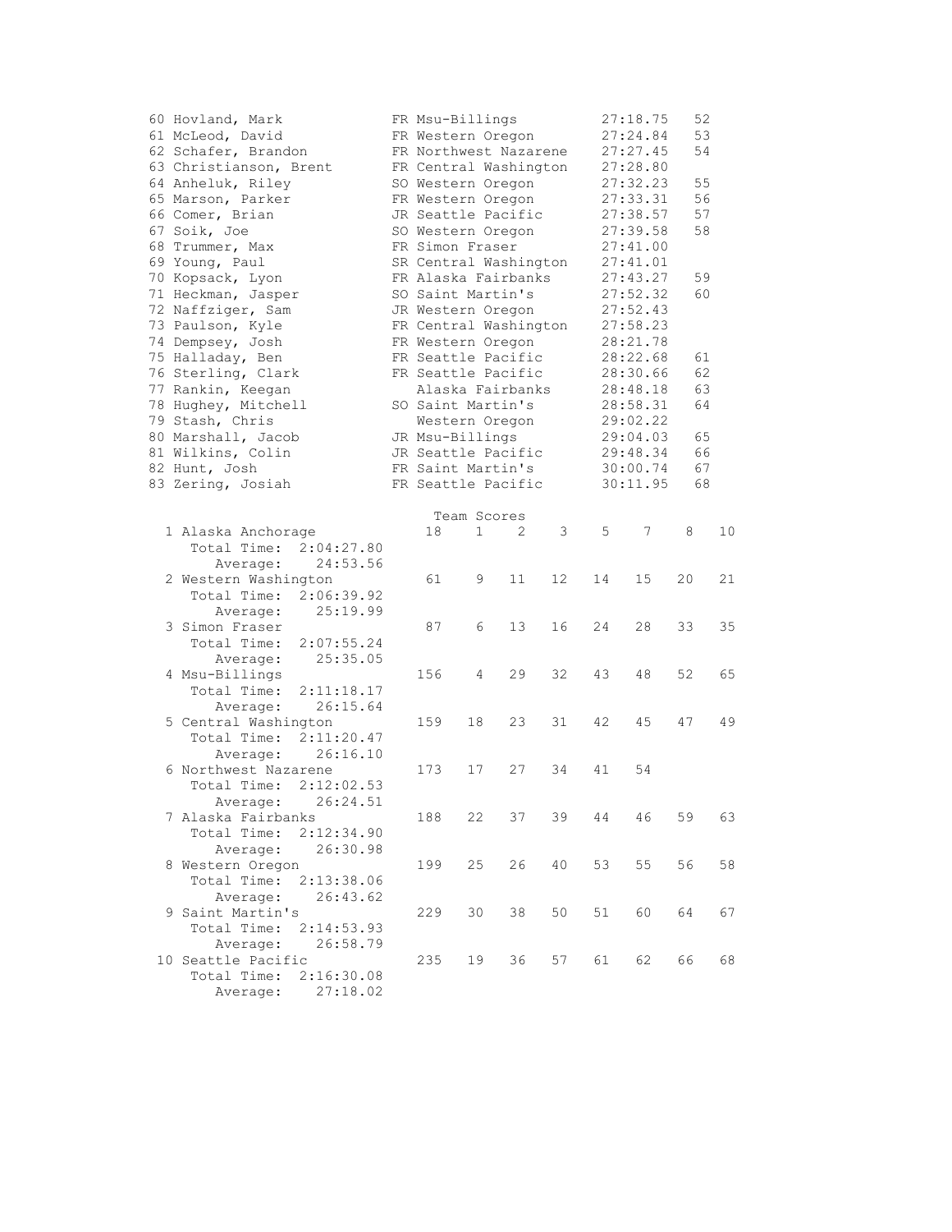| Place | Name | Year | School | Time | Points |
|---|---|---|---|---|---|
| 60 | Hovland, Mark | FR | Msu-Billings | 27:18.75 | 52 |
| 61 | McLeod, David | FR | Western Oregon | 27:24.84 | 53 |
| 62 | Schafer, Brandon | FR | Northwest Nazarene | 27:27.45 | 54 |
| 63 | Christianson, Brent | FR | Central Washington | 27:28.80 | |
| 64 | Anheluk, Riley | SO | Western Oregon | 27:32.23 | 55 |
| 65 | Marson, Parker | FR | Western Oregon | 27:33.31 | 56 |
| 66 | Comer, Brian | JR | Seattle Pacific | 27:38.57 | 57 |
| 67 | Soik, Joe | SO | Western Oregon | 27:39.58 | 58 |
| 68 | Trummer, Max | FR | Simon Fraser | 27:41.00 | |
| 69 | Young, Paul | SR | Central Washington | 27:41.01 | |
| 70 | Kopsack, Lyon | FR | Alaska Fairbanks | 27:43.27 | 59 |
| 71 | Heckman, Jasper | SO | Saint Martin's | 27:52.32 | 60 |
| 72 | Naffziger, Sam | JR | Western Oregon | 27:52.43 | |
| 73 | Paulson, Kyle | FR | Central Washington | 27:58.23 | |
| 74 | Dempsey, Josh | FR | Western Oregon | 28:21.78 | |
| 75 | Halladay, Ben | FR | Seattle Pacific | 28:22.68 | 61 |
| 76 | Sterling, Clark | FR | Seattle Pacific | 28:30.66 | 62 |
| 77 | Rankin, Keegan | | Alaska Fairbanks | 28:48.18 | 63 |
| 78 | Hughey, Mitchell | SO | Saint Martin's | 28:58.31 | 64 |
| 79 | Stash, Chris | | Western Oregon | 29:02.22 | |
| 80 | Marshall, Jacob | JR | Msu-Billings | 29:04.03 | 65 |
| 81 | Wilkins, Colin | JR | Seattle Pacific | 29:48.34 | 66 |
| 82 | Hunt, Josh | FR | Saint Martin's | 30:00.74 | 67 |
| 83 | Zering, Josiah | FR | Seattle Pacific | 30:11.95 | 68 |

## Team Scores

| Rank | Team | Total Time | Average | Score | 1 | 2 | 3 | 4 | 5 | 6 | 7 |
|---|---|---|---|---|---|---|---|---|---|---|---|
| 1 | Alaska Anchorage | 2:04:27.80 | 24:53.56 | 18 | 1 | 2 | 3 | 5 | 7 | 8 | 10 |
| 2 | Western Washington | 2:06:39.92 | 25:19.99 | 61 | 9 | 11 | 12 | 14 | 15 | 20 | 21 |
| 3 | Simon Fraser | 2:07:55.24 | 25:35.05 | 87 | 6 | 13 | 16 | 24 | 28 | 33 | 35 |
| 4 | Msu-Billings | 2:11:18.17 | 26:15.64 | 156 | 4 | 29 | 32 | 43 | 48 | 52 | 65 |
| 5 | Central Washington | 2:11:20.47 | 26:16.10 | 159 | 18 | 23 | 31 | 42 | 45 | 47 | 49 |
| 6 | Northwest Nazarene | 2:12:02.53 | 26:24.51 | 173 | 17 | 27 | 34 | 41 | 54 | | |
| 7 | Alaska Fairbanks | 2:12:34.90 | 26:30.98 | 188 | 22 | 37 | 39 | 44 | 46 | 59 | 63 |
| 8 | Western Oregon | 2:13:38.06 | 26:43.62 | 199 | 25 | 26 | 40 | 53 | 55 | 56 | 58 |
| 9 | Saint Martin's | 2:14:53.93 | 26:58.79 | 229 | 30 | 38 | 50 | 51 | 60 | 64 | 67 |
| 10 | Seattle Pacific | 2:16:30.08 | 27:18.02 | 235 | 19 | 36 | 57 | 61 | 62 | 66 | 68 |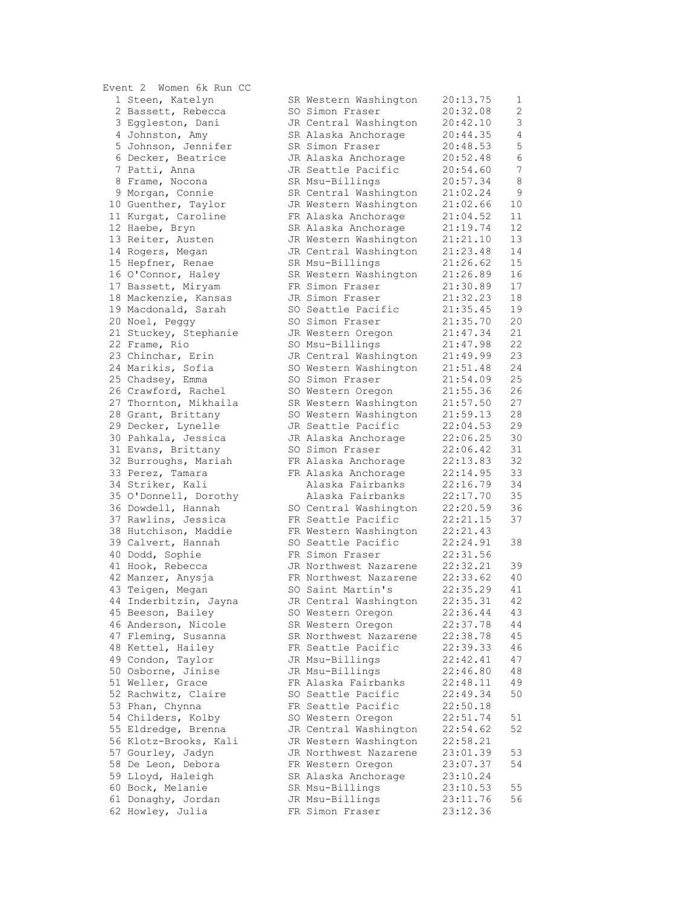## Event 2 Women 6k Run CC

| Place | Name | Year | School | Time | Points |
|---|---|---|---|---|---|
| 1 | Steen, Katelyn | SR | Western Washington | 20:13.75 | 1 |
| 2 | Bassett, Rebecca | SO | Simon Fraser | 20:32.08 | 2 |
| 3 | Eggleston, Dani | JR | Central Washington | 20:42.10 | 3 |
| 4 | Johnston, Amy | SR | Alaska Anchorage | 20:44.35 | 4 |
| 5 | Johnson, Jennifer | SR | Simon Fraser | 20:48.53 | 5 |
| 6 | Decker, Beatrice | JR | Alaska Anchorage | 20:52.48 | 6 |
| 7 | Patti, Anna | JR | Seattle Pacific | 20:54.60 | 7 |
| 8 | Frame, Nocona | SR | Msu-Billings | 20:57.34 | 8 |
| 9 | Morgan, Connie | SR | Central Washington | 21:02.24 | 9 |
| 10 | Guenther, Taylor | JR | Western Washington | 21:02.66 | 10 |
| 11 | Kurgat, Caroline | FR | Alaska Anchorage | 21:04.52 | 11 |
| 12 | Haebe, Bryn | SR | Alaska Anchorage | 21:19.74 | 12 |
| 13 | Reiter, Austen | JR | Western Washington | 21:21.10 | 13 |
| 14 | Rogers, Megan | JR | Central Washington | 21:23.48 | 14 |
| 15 | Hepfner, Renae | SR | Msu-Billings | 21:26.62 | 15 |
| 16 | O'Connor, Haley | SR | Western Washington | 21:26.89 | 16 |
| 17 | Bassett, Miryam | FR | Simon Fraser | 21:30.89 | 17 |
| 18 | Mackenzie, Kansas | JR | Simon Fraser | 21:32.23 | 18 |
| 19 | Macdonald, Sarah | SO | Seattle Pacific | 21:35.45 | 19 |
| 20 | Noel, Peggy | SO | Simon Fraser | 21:35.70 | 20 |
| 21 | Stuckey, Stephanie | JR | Western Oregon | 21:47.34 | 21 |
| 22 | Frame, Rio | SO | Msu-Billings | 21:47.98 | 22 |
| 23 | Chinchar, Erin | JR | Central Washington | 21:49.99 | 23 |
| 24 | Marikis, Sofia | SO | Western Washington | 21:51.48 | 24 |
| 25 | Chadsey, Emma | SO | Simon Fraser | 21:54.09 | 25 |
| 26 | Crawford, Rachel | SO | Western Oregon | 21:55.36 | 26 |
| 27 | Thornton, Mikhaila | SR | Western Washington | 21:57.50 | 27 |
| 28 | Grant, Brittany | SO | Western Washington | 21:59.13 | 28 |
| 29 | Decker, Lynelle | JR | Seattle Pacific | 22:04.53 | 29 |
| 30 | Pahkala, Jessica | JR | Alaska Anchorage | 22:06.25 | 30 |
| 31 | Evans, Brittany | SO | Simon Fraser | 22:06.42 | 31 |
| 32 | Burroughs, Mariah | FR | Alaska Anchorage | 22:13.83 | 32 |
| 33 | Perez, Tamara | FR | Alaska Anchorage | 22:14.95 | 33 |
| 34 | Striker, Kali | | Alaska Fairbanks | 22:16.79 | 34 |
| 35 | O'Donnell, Dorothy | | Alaska Fairbanks | 22:17.70 | 35 |
| 36 | Dowdell, Hannah | SO | Central Washington | 22:20.59 | 36 |
| 37 | Rawlins, Jessica | FR | Seattle Pacific | 22:21.15 | 37 |
| 38 | Hutchison, Maddie | FR | Western Washington | 22:21.43 | |
| 39 | Calvert, Hannah | SO | Seattle Pacific | 22:24.91 | 38 |
| 40 | Dodd, Sophie | FR | Simon Fraser | 22:31.56 | |
| 41 | Hook, Rebecca | JR | Northwest Nazarene | 22:32.21 | 39 |
| 42 | Manzer, Anysja | FR | Northwest Nazarene | 22:33.62 | 40 |
| 43 | Teigen, Megan | SO | Saint Martin's | 22:35.29 | 41 |
| 44 | Inderbitzin, Jayna | JR | Central Washington | 22:35.31 | 42 |
| 45 | Beeson, Bailey | SO | Western Oregon | 22:36.44 | 43 |
| 46 | Anderson, Nicole | SR | Western Oregon | 22:37.78 | 44 |
| 47 | Fleming, Susanna | SR | Northwest Nazarene | 22:38.78 | 45 |
| 48 | Kettel, Hailey | FR | Seattle Pacific | 22:39.33 | 46 |
| 49 | Condon, Taylor | JR | Msu-Billings | 22:42.41 | 47 |
| 50 | Osborne, Jinise | JR | Msu-Billings | 22:46.80 | 48 |
| 51 | Weller, Grace | FR | Alaska Fairbanks | 22:48.11 | 49 |
| 52 | Rachwitz, Claire | SO | Seattle Pacific | 22:49.34 | 50 |
| 53 | Phan, Chynna | FR | Seattle Pacific | 22:50.18 | |
| 54 | Childers, Kolby | SO | Western Oregon | 22:51.74 | 51 |
| 55 | Eldredge, Brenna | JR | Central Washington | 22:54.62 | 52 |
| 56 | Klotz-Brooks, Kali | JR | Western Washington | 22:58.21 | |
| 57 | Gourley, Jadyn | JR | Northwest Nazarene | 23:01.39 | 53 |
| 58 | De Leon, Debora | FR | Western Oregon | 23:07.37 | 54 |
| 59 | Lloyd, Haleigh | SR | Alaska Anchorage | 23:10.24 | |
| 60 | Bock, Melanie | SR | Msu-Billings | 23:10.53 | 55 |
| 61 | Donaghy, Jordan | JR | Msu-Billings | 23:11.76 | 56 |
| 62 | Howley, Julia | FR | Simon Fraser | 23:12.36 | |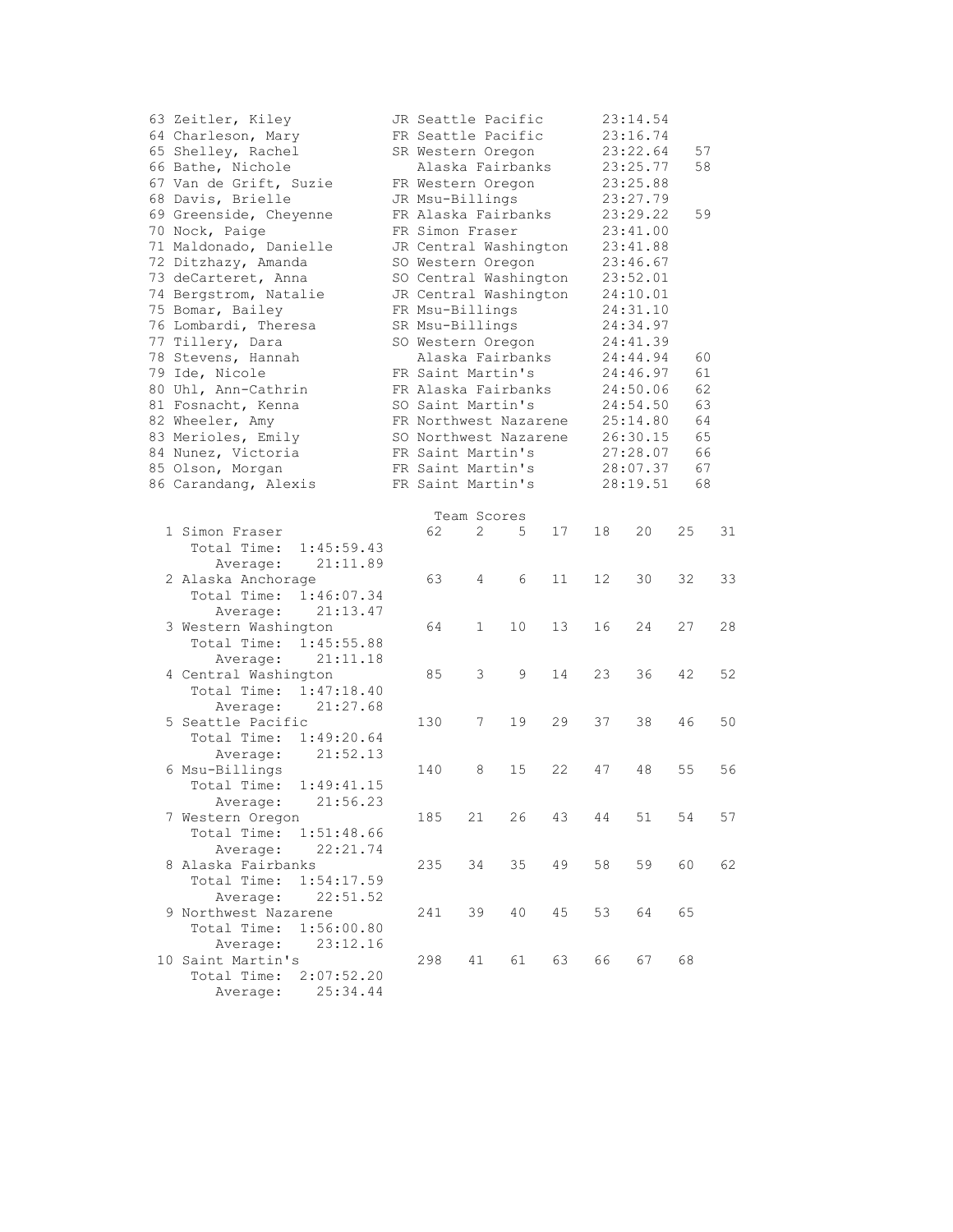| Place | Name | Year | Team | Time | Score |
|---|---|---|---|---|---|
| 63 | Zeitler, Kiley | JR | Seattle Pacific | 23:14.54 | |
| 64 | Charleson, Mary | FR | Seattle Pacific | 23:16.74 | |
| 65 | Shelley, Rachel | SR | Western Oregon | 23:22.64 | 57 |
| 66 | Bathe, Nichole | | Alaska Fairbanks | 23:25.77 | 58 |
| 67 | Van de Grift, Suzie | FR | Western Oregon | 23:25.88 | |
| 68 | Davis, Brielle | JR | Msu-Billings | 23:27.79 | |
| 69 | Greenside, Cheyenne | FR | Alaska Fairbanks | 23:29.22 | 59 |
| 70 | Nock, Paige | FR | Simon Fraser | 23:41.00 | |
| 71 | Maldonado, Danielle | JR | Central Washington | 23:41.88 | |
| 72 | Ditzhazy, Amanda | SO | Western Oregon | 23:46.67 | |
| 73 | deCarteret, Anna | SO | Central Washington | 23:52.01 | |
| 74 | Bergstrom, Natalie | JR | Central Washington | 24:10.01 | |
| 75 | Bomar, Bailey | FR | Msu-Billings | 24:31.10 | |
| 76 | Lombardi, Theresa | SR | Msu-Billings | 24:34.97 | |
| 77 | Tillery, Dara | SO | Western Oregon | 24:41.39 | |
| 78 | Stevens, Hannah | | Alaska Fairbanks | 24:44.94 | 60 |
| 79 | Ide, Nicole | FR | Saint Martin's | 24:46.97 | 61 |
| 80 | Uhl, Ann-Cathrin | FR | Alaska Fairbanks | 24:50.06 | 62 |
| 81 | Fosnacht, Kenna | SO | Saint Martin's | 24:54.50 | 63 |
| 82 | Wheeler, Amy | FR | Northwest Nazarene | 25:14.80 | 64 |
| 83 | Merioles, Emily | SO | Northwest Nazarene | 26:30.15 | 65 |
| 84 | Nunez, Victoria | FR | Saint Martin's | 27:28.07 | 66 |
| 85 | Olson, Morgan | FR | Saint Martin's | 28:07.37 | 67 |
| 86 | Carandang, Alexis | FR | Saint Martin's | 28:19.51 | 68 |

Team Scores

| Place | Team | Total Time | Average | Score | 1 | 2 | 3 | 4 | 5 | 6 | 7 |
|---|---|---|---|---|---|---|---|---|---|---|---|
| 1 | Simon Fraser | 1:45:59.43 | 21:11.89 | 62 | 2 | 5 | 17 | 18 | 20 | 25 | 31 |
| 2 | Alaska Anchorage | 1:46:07.34 | 21:13.47 | 63 | 4 | 6 | 11 | 12 | 30 | 32 | 33 |
| 3 | Western Washington | 1:45:55.88 | 21:11.18 | 64 | 1 | 10 | 13 | 16 | 24 | 27 | 28 |
| 4 | Central Washington | 1:47:18.40 | 21:27.68 | 85 | 3 | 9 | 14 | 23 | 36 | 42 | 52 |
| 5 | Seattle Pacific | 1:49:20.64 | 21:52.13 | 130 | 7 | 19 | 29 | 37 | 38 | 46 | 50 |
| 6 | Msu-Billings | 1:49:41.15 | 21:56.23 | 140 | 8 | 15 | 22 | 47 | 48 | 55 | 56 |
| 7 | Western Oregon | 1:51:48.66 | 22:21.74 | 185 | 21 | 26 | 43 | 44 | 51 | 54 | 57 |
| 8 | Alaska Fairbanks | 1:54:17.59 | 22:51.52 | 235 | 34 | 35 | 49 | 58 | 59 | 60 | 62 |
| 9 | Northwest Nazarene | 1:56:00.80 | 23:12.16 | 241 | 39 | 40 | 45 | 53 | 64 | 65 | |
| 10 | Saint Martin's | 2:07:52.20 | 25:34.44 | 298 | 41 | 61 | 63 | 66 | 67 | 68 | |